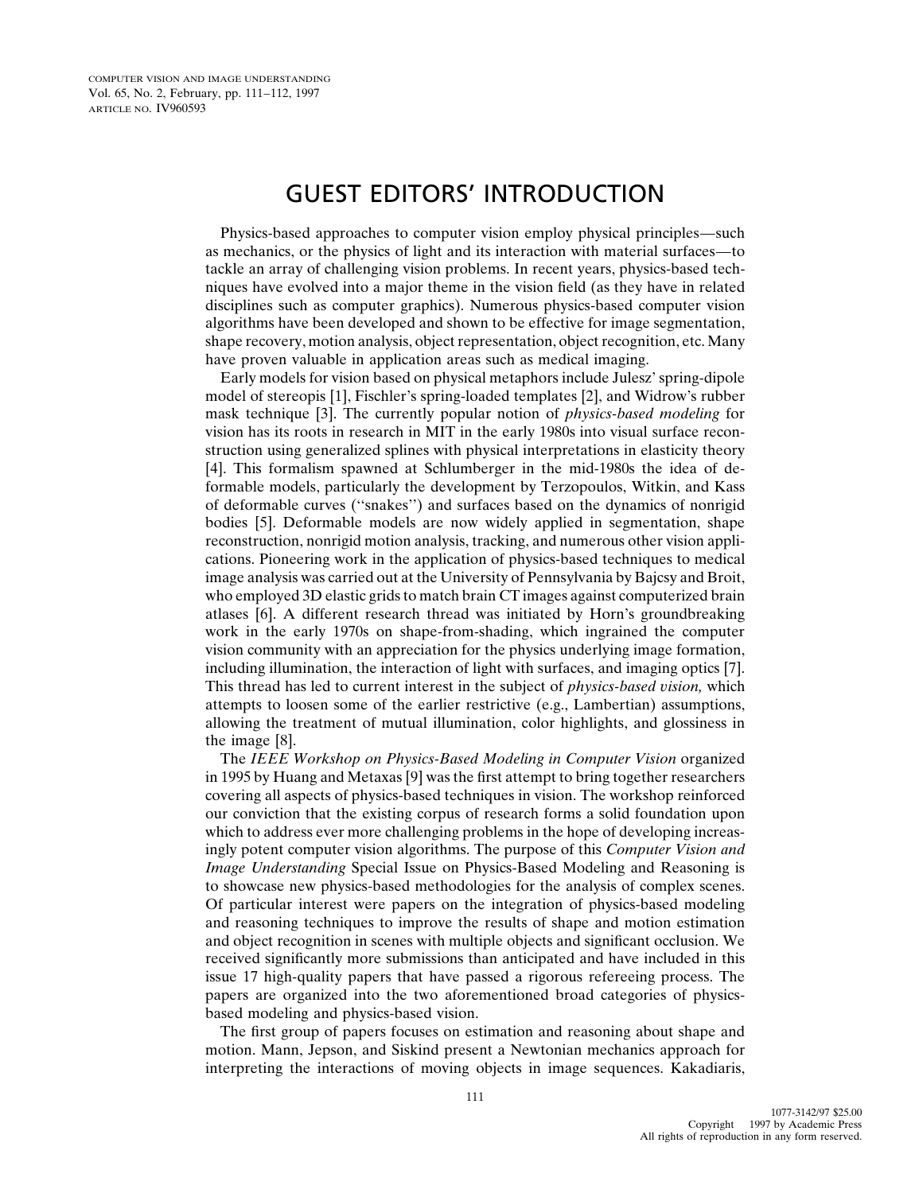# GUEST EDITORS' INTRODUCTION

Physics-based approaches to computer vision employ physical principles—such as mechanics, or the physics of light and its interaction with material surfaces—to tackle an array of challenging vision problems. In recent years, physics-based techniques have evolved into a major theme in the vision field (as they have in related disciplines such as computer graphics). Numerous physics-based computer vision algorithms have been developed and shown to be effective for image segmentation, shape recovery, motion analysis, object representation, object recognition, etc. Many have proven valuable in application areas such as medical imaging.

Early models for vision based on physical metaphors include Julesz' spring-dipole model of stereopsis [1], Fischler's spring-loaded templates [2], and Widrow's rubber mask technique [3]. The currently popular notion of *physics-based modeling* for vision has its roots in research in MIT in the early 1980s into visual surface reconstruction using generalized splines with physical interpretations in elasticity theory [4]. This formalism spawned at Schlumberger in the mid-1980s the idea of deformable models, particularly the development by Terzopoulos, Witkin, and Kass of deformable curves (''snakes'') and surfaces based on the dynamics of nonrigid bodies [5]. Deformable models are now widely applied in segmentation, shape reconstruction, nonrigid motion analysis, tracking, and numerous other vision applications. Pioneering work in the application of physics-based techniques to medical image analysis was carried out at the University of Pennsylvania by Bajcsy and Broit, who employed 3D elastic grids to match brain CT images against computerized brain atlases [6]. A different research thread was initiated by Horn's groundbreaking work in the early 1970s on shape-from-shading, which ingrained the computer vision community with an appreciation for the physics underlying image formation, including illumination, the interaction of light with surfaces, and imaging optics [7]. This thread has led to current interest in the subject of *physics-based vision,* which attempts to loosen some of the earlier restrictive (e.g., Lambertian) assumptions, allowing the treatment of mutual illumination, color highlights, and glossiness in the image [8].

The *IEEE Workshop on Physics-Based Modeling in Computer Vision* organized in 1995 by Huang and Metaxas [9] was the first attempt to bring together researchers covering all aspects of physics-based techniques in vision. The workshop reinforced our conviction that the existing corpus of research forms a solid foundation upon which to address ever more challenging problems in the hope of developing increasingly potent computer vision algorithms. The purpose of this *Computer Vision and Image Understanding* Special Issue on Physics-Based Modeling and Reasoning is to showcase new physics-based methodologies for the analysis of complex scenes. Of particular interest were papers on the integration of physics-based modeling and reasoning techniques to improve the results of shape and motion estimation and object recognition in scenes with multiple objects and significant occlusion. We received significantly more submissions than anticipated and have included in this issue 17 high-quality papers that have passed a rigorous refereeing process. The papers are organized into the two aforementioned broad categories of physics-based modeling and physics-based vision.

The first group of papers focuses on estimation and reasoning about shape and motion. Mann, Jepson, and Siskind present a Newtonian mechanics approach for interpreting the interactions of moving objects in image sequences. Kakadiaris,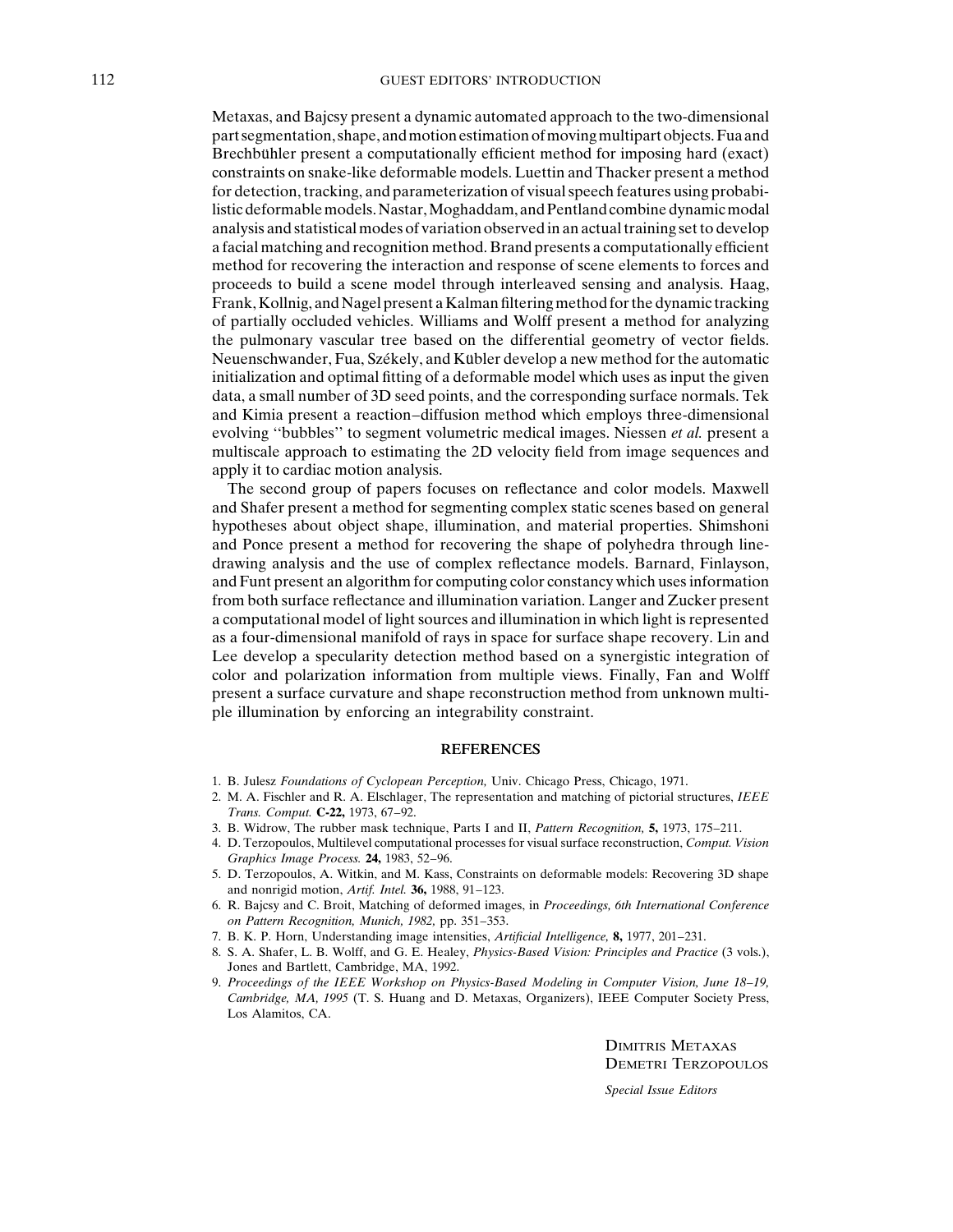Metaxas, and Bajcsy present a dynamic automated approach to the two-dimensional part segmentation, shape, and motion estimation of moving multipart objects. Fua and Brechbühler present a computationally efficient method for imposing hard (exact) constraints on snake-like deformable models. Luettin and Thacker present a method for detection, tracking, and parameterization of visual speech features using probabilistic deformable models. Nastar, Moghaddam, and Pentland combine dynamic modal analysis and statistical modes of variation observed in an actual training set to develop a facial matching and recognition method. Brand presents a computationally efficient method for recovering the interaction and response of scene elements to forces and proceeds to build a scene model through interleaved sensing and analysis. Haag, Frank, Kollnig, and Nagel present a Kalman filtering method for the dynamic tracking of partially occluded vehicles. Williams and Wolff present a method for analyzing the pulmonary vascular tree based on the differential geometry of vector fields. Neuenschwander, Fua, Székely, and Kübler develop a new method for the automatic initialization and optimal fitting of a deformable model which uses as input the given data, a small number of 3D seed points, and the corresponding surface normals. Tek and Kimia present a reaction–diffusion method which employs three-dimensional evolving "bubbles" to segment volumetric medical images. Niessen *et al.* present a multiscale approach to estimating the 2D velocity field from image sequences and apply it to cardiac motion analysis.

The second group of papers focuses on reflectance and color models. Maxwell and Shafer present a method for segmenting complex static scenes based on general hypotheses about object shape, illumination, and material properties. Shimshoni and Ponce present a method for recovering the shape of polyhedra through line-drawing analysis and the use of complex reflectance models. Barnard, Finlayson, and Funt present an algorithm for computing color constancy which uses information from both surface reflectance and illumination variation. Langer and Zucker present a computational model of light sources and illumination in which light is represented as a four-dimensional manifold of rays in space for surface shape recovery. Lin and Lee develop a specularity detection method based on a synergistic integration of color and polarization information from multiple views. Finally, Fan and Wolff present a surface curvature and shape reconstruction method from unknown multiple illumination by enforcing an integrability constraint.

## REFERENCES

1. B. Julesz *Foundations of Cyclopean Perception,* Univ. Chicago Press, Chicago, 1971.
2. M. A. Fischler and R. A. Elschlager, The representation and matching of pictorial structures, *IEEE Trans. Comput.* **C-22,** 1973, 67–92.
3. B. Widrow, The rubber mask technique, Parts I and II, *Pattern Recognition,* **5,** 1973, 175–211.
4. D. Terzopoulos, Multilevel computational processes for visual surface reconstruction, *Comput. Vision Graphics Image Process.* **24,** 1983, 52–96.
5. D. Terzopoulos, A. Witkin, and M. Kass, Constraints on deformable models: Recovering 3D shape and nonrigid motion, *Artif. Intel.* **36,** 1988, 91–123.
6. R. Bajcsy and C. Broit, Matching of deformed images, in *Proceedings, 6th International Conference on Pattern Recognition, Munich, 1982,* pp. 351–353.
7. B. K. P. Horn, Understanding image intensities, *Artificial Intelligence,* **8,** 1977, 201–231.
8. S. A. Shafer, L. B. Wolff, and G. E. Healey, *Physics-Based Vision: Principles and Practice* (3 vols.), Jones and Bartlett, Cambridge, MA, 1992.
9. *Proceedings of the IEEE Workshop on Physics-Based Modeling in Computer Vision, June 18–19, Cambridge, MA, 1995* (T. S. Huang and D. Metaxas, Organizers), IEEE Computer Society Press, Los Alamitos, CA.

DIMITRIS METAXAS
DEMETRI TERZOPOULOS

*Special Issue Editors*